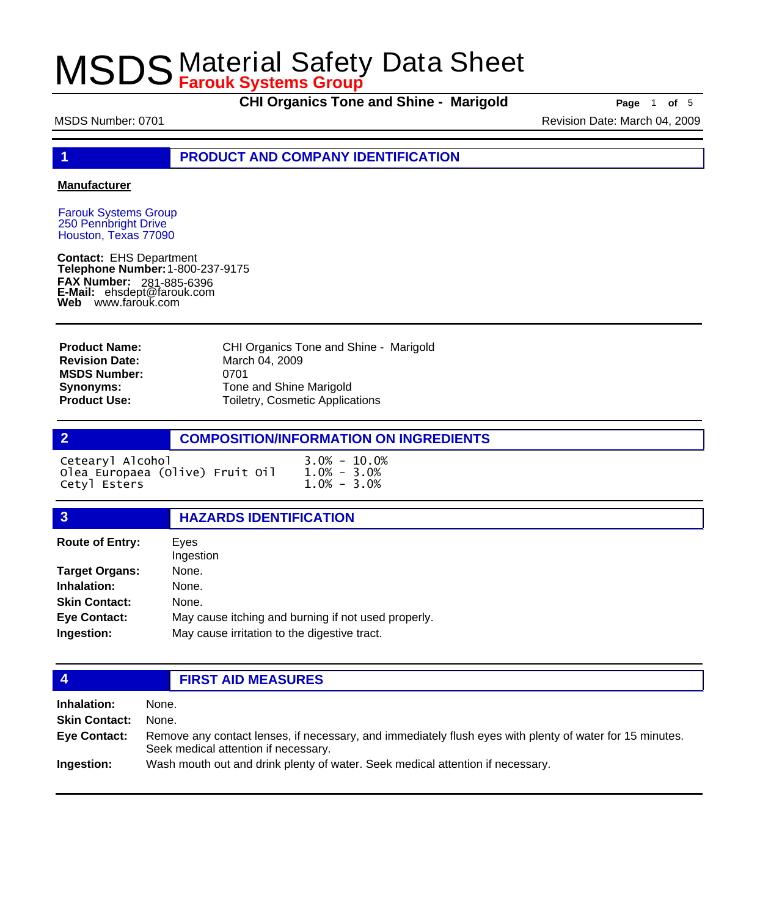# MSDS Material Safety Data Sheet
**Farouk Systems Group**

**CHI Organics Tone and Shine - Marigold**

MSDS Number: 0701 — Revision Date: March 04, 2009

## 1 PRODUCT AND COMPANY IDENTIFICATION

**Manufacturer**

Farouk Systems Group
250 Pennbright Drive
Houston, Texas 77090

**Contact:** EHS Department
**Telephone Number:** 1-800-237-9175
**FAX Number:** 281-885-6396
**E-Mail:** ehsdept@farouk.com
**Web** www.farouk.com

| | |
|---|---|
| **Product Name:** | CHI Organics Tone and Shine - Marigold |
| **Revision Date:** | March 04, 2009 |
| **MSDS Number:** | 0701 |
| **Synonyms:** | Tone and Shine Marigold |
| **Product Use:** | Toiletry, Cosmetic Applications |

## 2 COMPOSITION/INFORMATION ON INGREDIENTS

| Ingredient | Concentration |
|---|---|
| Cetearyl Alcohol | 3.0% - 10.0% |
| Olea Europaea (Olive) Fruit Oil | 1.0% - 3.0% |
| Cetyl Esters | 1.0% - 3.0% |

## 3 HAZARDS IDENTIFICATION

| | |
|---|---|
| **Route of Entry:** | Eyes<br>Ingestion |
| **Target Organs:** | None. |
| **Inhalation:** | None. |
| **Skin Contact:** | None. |
| **Eye Contact:** | May cause itching and burning if not used properly. |
| **Ingestion:** | May cause irritation to the digestive tract. |

## 4 FIRST AID MEASURES

| | |
|---|---|
| **Inhalation:** | None. |
| **Skin Contact:** | None. |
| **Eye Contact:** | Remove any contact lenses, if necessary, and immediately flush eyes with plenty of water for 15 minutes. Seek medical attention if necessary. |
| **Ingestion:** | Wash mouth out and drink plenty of water. Seek medical attention if necessary. |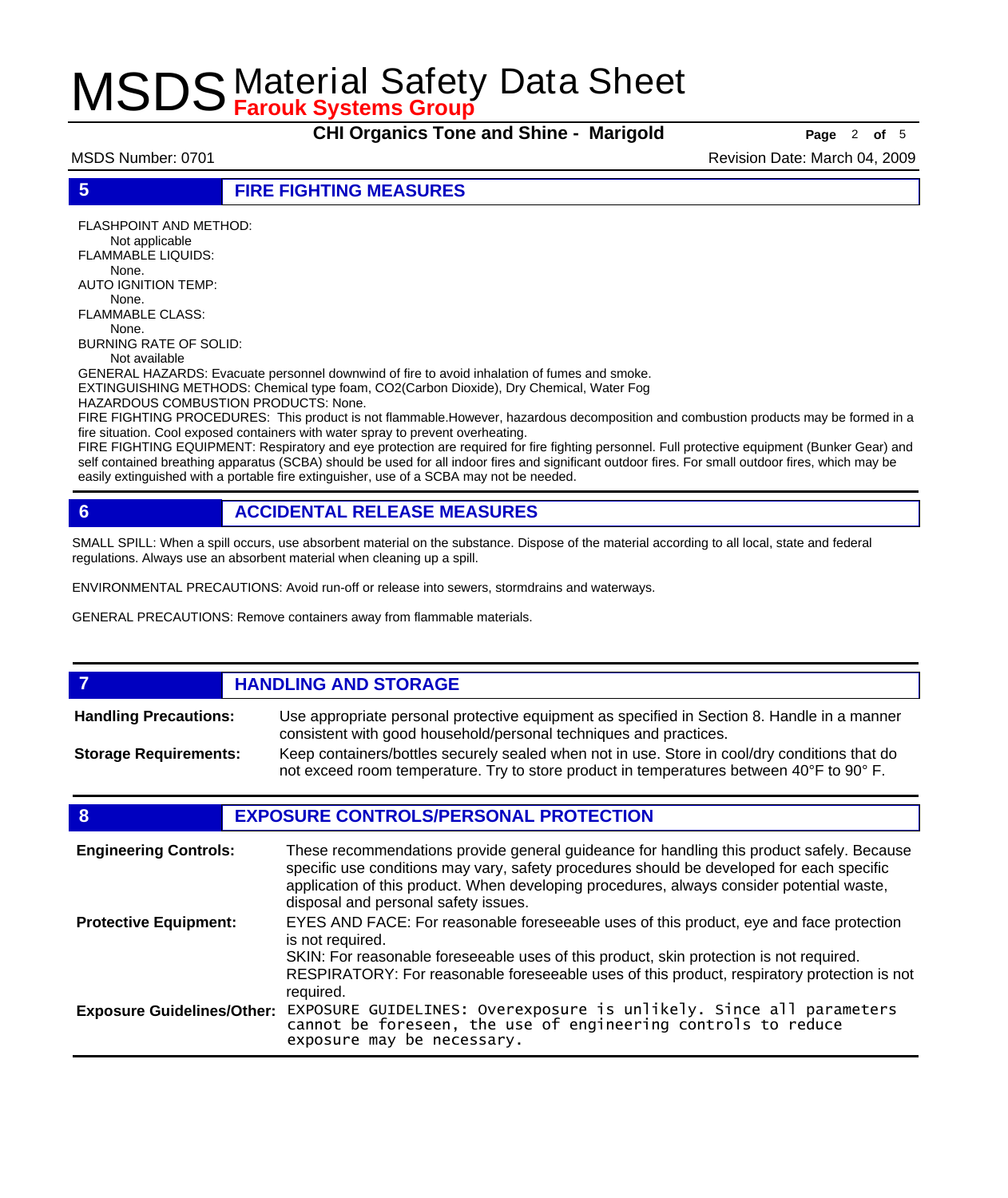## 5 FIRE FIGHTING MEASURES

FLASHPOINT AND METHOD:
Not applicable
FLAMMABLE LIQUIDS:
None.
AUTO IGNITION TEMP:
None.
FLAMMABLE CLASS:
None.
BURNING RATE OF SOLID:
Not available
GENERAL HAZARDS: Evacuate personnel downwind of fire to avoid inhalation of fumes and smoke.
EXTINGUISHING METHODS: Chemical type foam, CO2(Carbon Dioxide), Dry Chemical, Water Fog
HAZARDOUS COMBUSTION PRODUCTS: None.
FIRE FIGHTING PROCEDURES: This product is not flammable.However, hazardous decomposition and combustion products may be formed in a fire situation. Cool exposed containers with water spray to prevent overheating.
FIRE FIGHTING EQUIPMENT: Respiratory and eye protection are required for fire fighting personnel. Full protective equipment (Bunker Gear) and self contained breathing apparatus (SCBA) should be used for all indoor fires and significant outdoor fires. For small outdoor fires, which may be easily extinguished with a portable fire extinguisher, use of a SCBA may not be needed.

## 6 ACCIDENTAL RELEASE MEASURES

SMALL SPILL: When a spill occurs, use absorbent material on the substance. Dispose of the material according to all local, state and federal regulations. Always use an absorbent material when cleaning up a spill.

ENVIRONMENTAL PRECAUTIONS: Avoid run-off or release into sewers, stormdrains and waterways.

GENERAL PRECAUTIONS: Remove containers away from flammable materials.

## 7 HANDLING AND STORAGE

**Handling Precautions:** Use appropriate personal protective equipment as specified in Section 8. Handle in a manner consistent with good household/personal techniques and practices.

**Storage Requirements:** Keep containers/bottles securely sealed when not in use. Store in cool/dry conditions that do not exceed room temperature. Try to store product in temperatures between 40°F to 90° F.

## 8 EXPOSURE CONTROLS/PERSONAL PROTECTION

**Engineering Controls:** These recommendations provide general guideance for handling this product safely. Because specific use conditions may vary, safety procedures should be developed for each specific application of this product. When developing procedures, always consider potential waste, disposal and personal safety issues.

**Protective Equipment:** EYES AND FACE: For reasonable foreseeable uses of this product, eye and face protection is not required.
SKIN: For reasonable foreseeable uses of this product, skin protection is not required.
RESPIRATORY: For reasonable foreseeable uses of this product, respiratory protection is not required.

**Exposure Guidelines/Other:** EXPOSURE GUIDELINES: Overexposure is unlikely. Since all parameters cannot be foreseen, the use of engineering controls to reduce exposure may be necessary.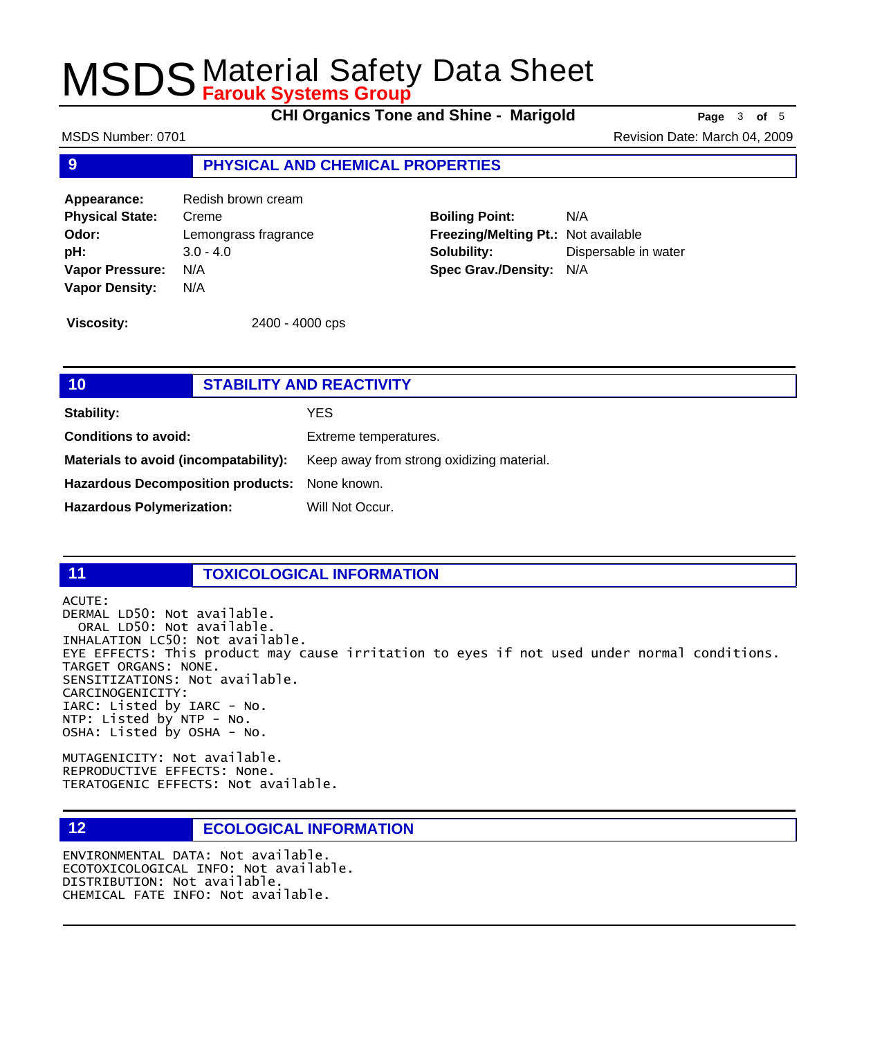## 9 PHYSICAL AND CHEMICAL PROPERTIES

**Appearance:** Redish brown cream
**Physical State:** Creme
**Odor:** Lemongrass fragrance
**pH:** 3.0 - 4.0
**Vapor Pressure:** N/A
**Vapor Density:** N/A

**Boiling Point:** N/A
**Freezing/Melting Pt.:** Not available
**Solubility:** Dispersable in water
**Spec Grav./Density:** N/A

**Viscosity:** 2400 - 4000 cps

## 10 STABILITY AND REACTIVITY

**Stability:** YES

**Conditions to avoid:** Extreme temperatures.

**Materials to avoid (incompatability):** Keep away from strong oxidizing material.

**Hazardous Decomposition products:** None known.

**Hazardous Polymerization:** Will Not Occur.

## 11 TOXICOLOGICAL INFORMATION

ACUTE:
DERMAL LD50: Not available.
ORAL LD50: Not available.
INHALATION LC50: Not available.
EYE EFFECTS: This product may cause irritation to eyes if not used under normal conditions.
TARGET ORGANS: NONE.
SENSITIZATIONS: Not available.
CARCINOGENICITY:
IARC: Listed by IARC - No.
NTP: Listed by NTP - No.
OSHA: Listed by OSHA - No.

MUTAGENICITY: Not available.
REPRODUCTIVE EFFECTS: None.
TERATOGENIC EFFECTS: Not available.

## 12 ECOLOGICAL INFORMATION

ENVIRONMENTAL DATA: Not available.
ECOTOXICOLOGICAL INFO: Not available.
DISTRIBUTION: Not available.
CHEMICAL FATE INFO: Not available.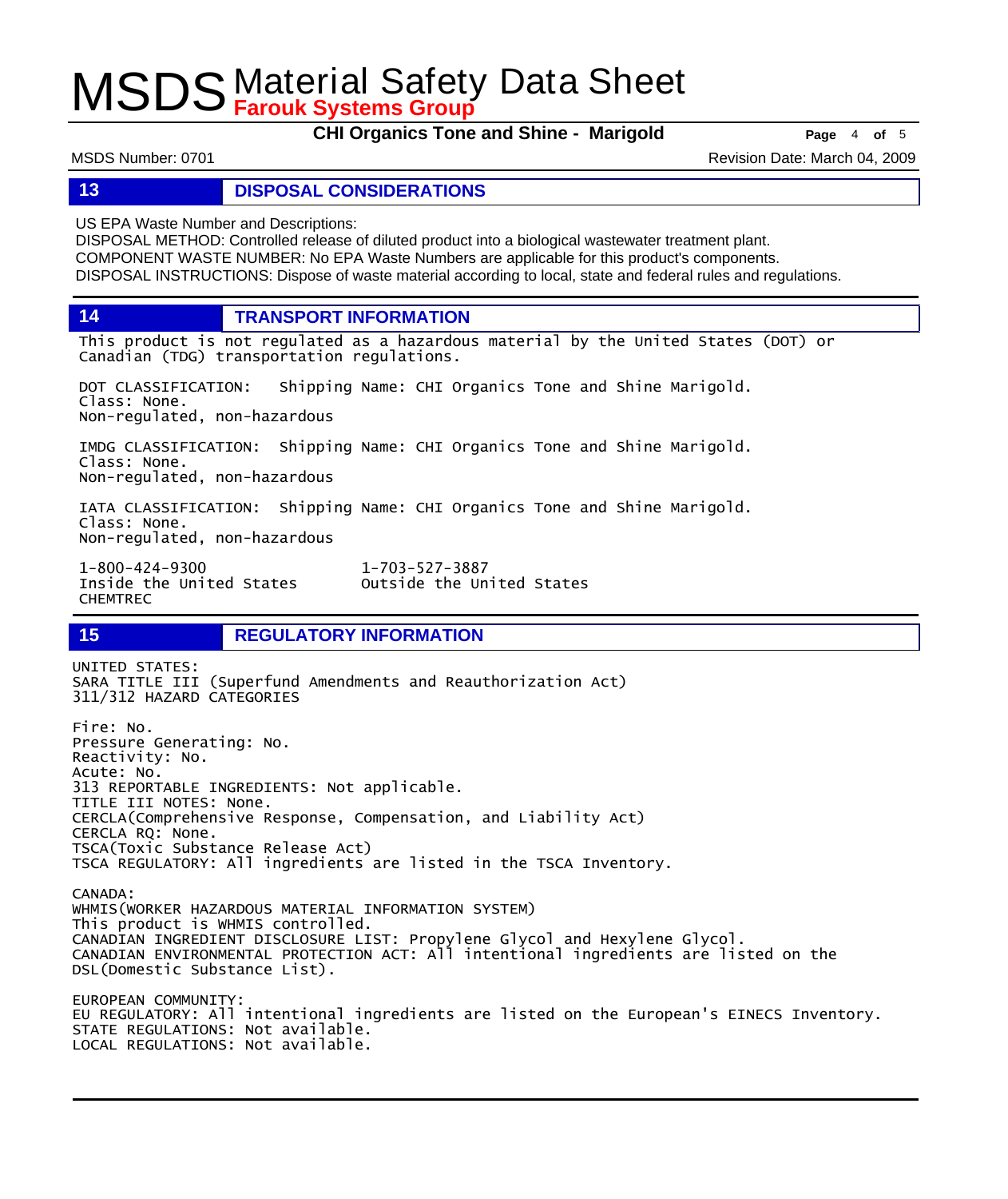## 13 DISPOSAL CONSIDERATIONS

US EPA Waste Number and Descriptions:
DISPOSAL METHOD: Controlled release of diluted product into a biological wastewater treatment plant.
COMPONENT WASTE NUMBER: No EPA Waste Numbers are applicable for this product's components.
DISPOSAL INSTRUCTIONS: Dispose of waste material according to local, state and federal rules and regulations.

## 14 TRANSPORT INFORMATION

This product is not regulated as a hazardous material by the United States (DOT) or Canadian (TDG) transportation regulations.

DOT CLASSIFICATION: Shipping Name: CHI Organics Tone and Shine Marigold.
Class: None.
Non-regulated, non-hazardous

IMDG CLASSIFICATION: Shipping Name: CHI Organics Tone and Shine Marigold.
Class: None.
Non-regulated, non-hazardous

IATA CLASSIFICATION: Shipping Name: CHI Organics Tone and Shine Marigold.
Class: None.
Non-regulated, non-hazardous

1-800-424-9300 Inside the United States
1-703-527-3887 Outside the United States
CHEMTREC

## 15 REGULATORY INFORMATION

UNITED STATES:
SARA TITLE III (Superfund Amendments and Reauthorization Act)
311/312 HAZARD CATEGORIES

Fire: No.
Pressure Generating: No.
Reactivity: No.
Acute: No.
313 REPORTABLE INGREDIENTS: Not applicable.
TITLE III NOTES: None.
CERCLA(Comprehensive Response, Compensation, and Liability Act)
CERCLA RQ: None.
TSCA(Toxic Substance Release Act)
TSCA REGULATORY: All ingredients are listed in the TSCA Inventory.

CANADA:
WHMIS(WORKER HAZARDOUS MATERIAL INFORMATION SYSTEM)
This product is WHMIS controlled.
CANADIAN INGREDIENT DISCLOSURE LIST: Propylene Glycol and Hexylene Glycol.
CANADIAN ENVIRONMENTAL PROTECTION ACT: All intentional ingredients are listed on the DSL(Domestic Substance List).

EUROPEAN COMMUNITY:
EU REGULATORY: All intentional ingredients are listed on the European's EINECS Inventory.
STATE REGULATIONS: Not available.
LOCAL REGULATIONS: Not available.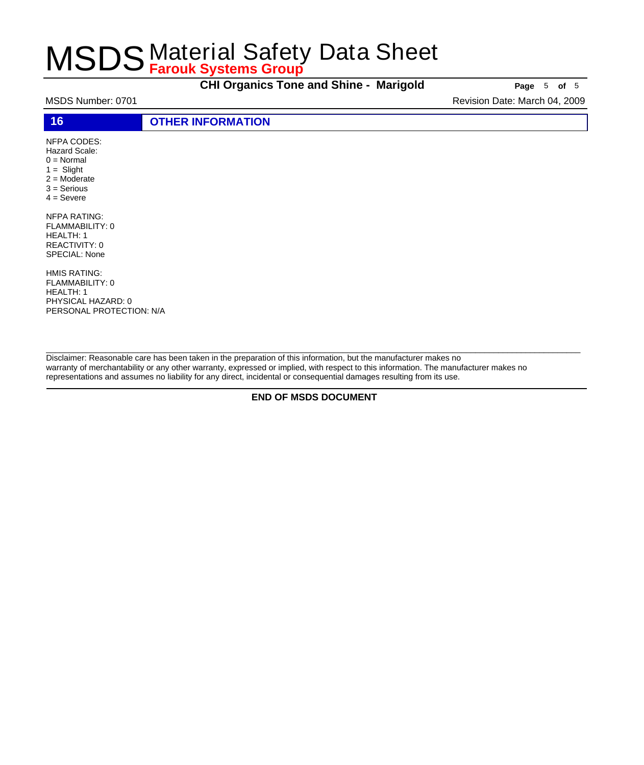## 16 OTHER INFORMATION

NFPA CODES:
Hazard Scale:
0 = Normal
1 = Slight
2 = Moderate
3 = Serious
4 = Severe

NFPA RATING:
FLAMMABILITY: 0
HEALTH: 1
REACTIVITY: 0
SPECIAL: None

HMIS RATING:
FLAMMABILITY: 0
HEALTH: 1
PHYSICAL HAZARD: 0
PERSONAL PROTECTION: N/A

---

Disclaimer: Reasonable care has been taken in the preparation of this information, but the manufacturer makes no warranty of merchantability or any other warranty, expressed or implied, with respect to this information. The manufacturer makes no representations and assumes no liability for any direct, incidental or consequential damages resulting from its use.

**END OF MSDS DOCUMENT**